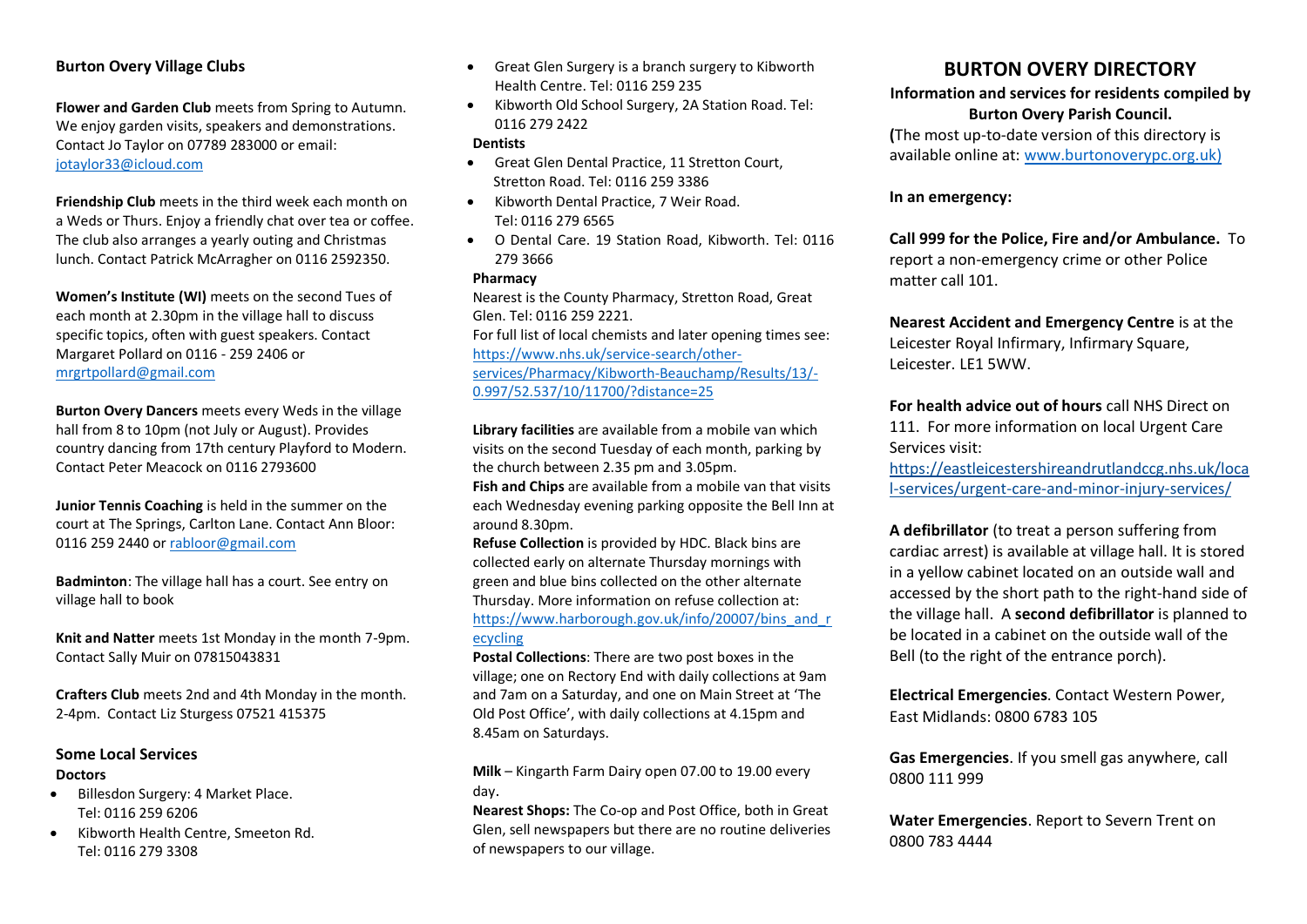## Burton Overy Village Clubs

**Flower and Garden Club** meets from Spring to Autumn. We enjoy garden visits, speakers and demonstrations. Contact Jo Taylor on 07789 283000 or email: jotaylor33@icloud.com

**Friendship Club** meets in the third week each month on a Weds or Thurs. Enjoy a friendly chat over tea or coffee. The club also arranges a yearly outing and Christmas lunch. Contact Patrick McArragher on 0116 2592350.

**Women's Institute (WI)** meets on the second Tues of each month at 2.30pm in the village hall to discuss specific topics, often with guest speakers. Contact Margaret Pollard on 0116 - 259 2406 or mrgrtpollard@gmail.com

**Burton Overy Dancers** meets every Weds in the village hall from 8 to 10pm (not July or August). Provides country dancing from 17th century Playford to Modern. Contact Peter Meacock on 0116 2793600

**Junior Tennis Coaching** is held in the summer on the court at The Springs, Carlton Lane. Contact Ann Bloor: 0116 259 2440 or rabloor@gmail.com

**Badminton**: The village hall has a court. See entry on village hall to book

**Knit and Natter** meets 1st Monday in the month 7-9pm. Contact Sally Muir on 07815043831

**Crafters Club** meets 2nd and 4th Monday in the month. 2-4pm. Contact Liz Sturgess 07521 415375

## Some Local Services

**Doctors**

- Billesdon Surgery: 4 Market Place. Tel: 0116 259 6206
- Kibworth Health Centre, Smeeton Rd. Tel: 0116 279 3308
- Great Glen Surgery is a branch surgery to Kibworth Health Centre. Tel: 0116 259 235
- Kibworth Old School Surgery, 2A Station Road. Tel: 0116 279 2422

**Dentists**

- Great Glen Dental Practice, 11 Stretton Court, Stretton Road. Tel: 0116 259 3386
- Kibworth Dental Practice, 7 Weir Road. Tel: 0116 279 6565
- O Dental Care. 19 Station Road, Kibworth. Tel: 0116 279 3666

**Pharmacy**

Nearest is the County Pharmacy, Stretton Road, Great Glen. Tel: 0116 259 2221.
For full list of local chemists and later opening times see: https://www.nhs.uk/service-search/other-services/Pharmacy/Kibworth-Beauchamp/Results/13/-0.997/52.537/10/11700/?distance=25

**Library facilities** are available from a mobile van which visits on the second Tuesday of each month, parking by the church between 2.35 pm and 3.05pm.

**Fish and Chips** are available from a mobile van that visits each Wednesday evening parking opposite the Bell Inn at around 8.30pm.

**Refuse Collection** is provided by HDC. Black bins are collected early on alternate Thursday mornings with green and blue bins collected on the other alternate Thursday. More information on refuse collection at: https://www.harborough.gov.uk/info/20007/bins_and_recycling

**Postal Collections**: There are two post boxes in the village; one on Rectory End with daily collections at 9am and 7am on a Saturday, and one on Main Street at 'The Old Post Office', with daily collections at 4.15pm and 8.45am on Saturdays.

**Milk** – Kingarth Farm Dairy open 07.00 to 19.00 every day.

**Nearest Shops:** The Co-op and Post Office, both in Great Glen, sell newspapers but there are no routine deliveries of newspapers to our village.

# BURTON OVERY DIRECTORY

**Information and services for residents compiled by Burton Overy Parish Council.**

**(**The most up-to-date version of this directory is available online at: www.burtonoverypc.org.uk)

**In an emergency:**

**Call 999 for the Police, Fire and/or Ambulance.** To report a non-emergency crime or other Police matter call 101.

**Nearest Accident and Emergency Centre** is at the Leicester Royal Infirmary, Infirmary Square, Leicester. LE1 5WW.

**For health advice out of hours** call NHS Direct on 111. For more information on local Urgent Care Services visit: https://eastleicestershireandrutlandccg.nhs.uk/local-services/urgent-care-and-minor-injury-services/

**A defibrillator** (to treat a person suffering from cardiac arrest) is available at village hall. It is stored in a yellow cabinet located on an outside wall and accessed by the short path to the right-hand side of the village hall. A **second defibrillator** is planned to be located in a cabinet on the outside wall of the Bell (to the right of the entrance porch).

**Electrical Emergencies**. Contact Western Power, East Midlands: 0800 6783 105

**Gas Emergencies**. If you smell gas anywhere, call 0800 111 999

**Water Emergencies**. Report to Severn Trent on 0800 783 4444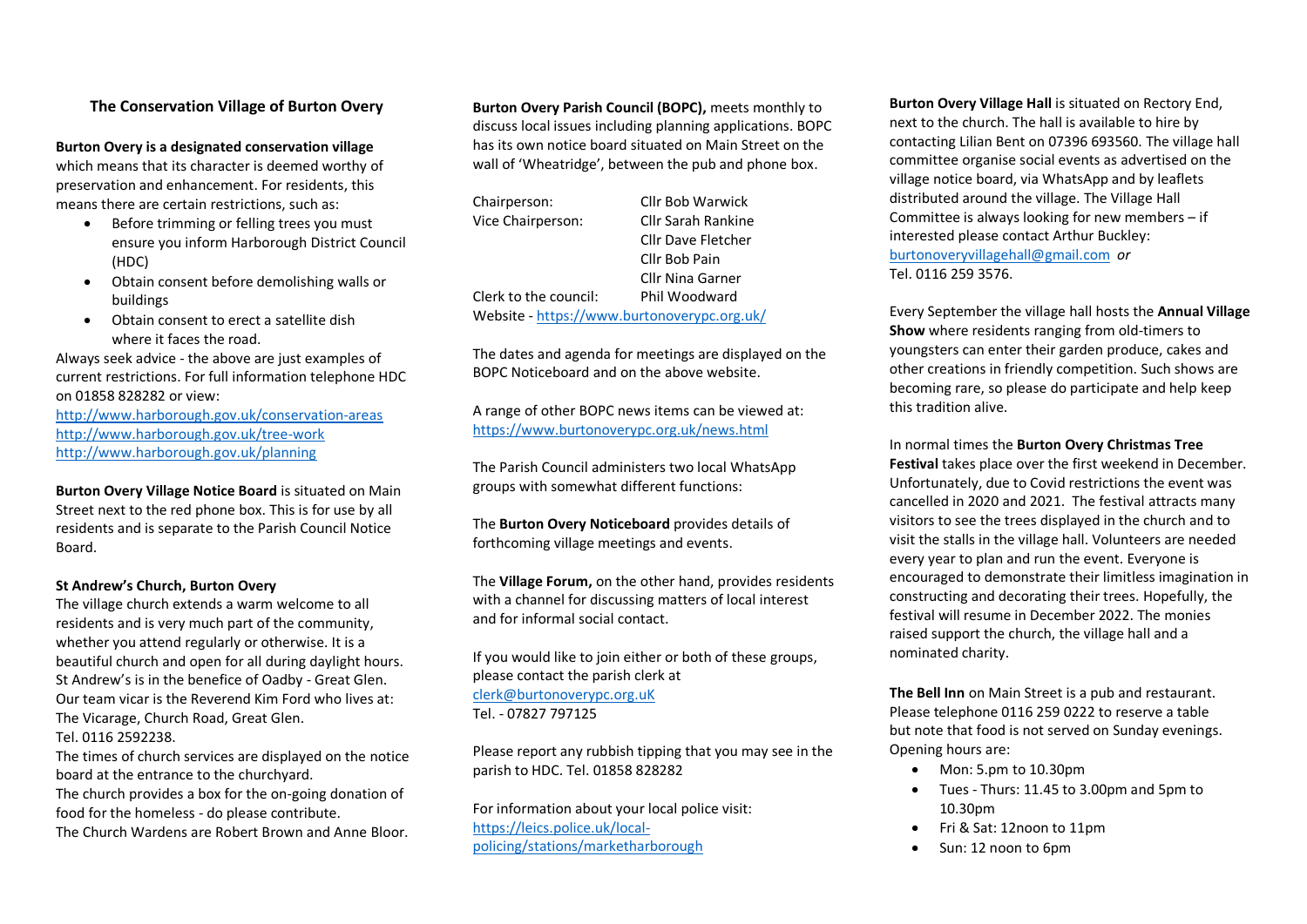## The Conservation Village of Burton Overy

**Burton Overy is a designated conservation village** which means that its character is deemed worthy of preservation and enhancement. For residents, this means there are certain restrictions, such as:

- Before trimming or felling trees you must ensure you inform Harborough District Council (HDC)
- Obtain consent before demolishing walls or buildings
- Obtain consent to erect a satellite dish where it faces the road.

Always seek advice - the above are just examples of current restrictions. For full information telephone HDC on 01858 828282 or view:

http://www.harborough.gov.uk/conservation-areas
http://www.harborough.gov.uk/tree-work
http://www.harborough.gov.uk/planning

**Burton Overy Village Notice Board** is situated on Main Street next to the red phone box. This is for use by all residents and is separate to the Parish Council Notice Board.

**St Andrew's Church, Burton Overy**

The village church extends a warm welcome to all residents and is very much part of the community, whether you attend regularly or otherwise. It is a beautiful church and open for all during daylight hours. St Andrew's is in the benefice of Oadby - Great Glen. Our team vicar is the Reverend Kim Ford who lives at: The Vicarage, Church Road, Great Glen.
Tel. 0116 2592238.

The times of church services are displayed on the notice board at the entrance to the churchyard.

The church provides a box for the on-going donation of food for the homeless - do please contribute.

The Church Wardens are Robert Brown and Anne Bloor.

**Burton Overy Parish Council (BOPC),** meets monthly to discuss local issues including planning applications. BOPC has its own notice board situated on Main Street on the wall of 'Wheatridge', between the pub and phone box.

| | |
|---|---|
| Chairperson: | Cllr Bob Warwick |
| Vice Chairperson: | Cllr Sarah Rankine |
| | Cllr Dave Fletcher |
| | Cllr Bob Pain |
| | Cllr Nina Garner |
| Clerk to the council: | Phil Woodward |

Website - https://www.burtonoverypc.org.uk/

The dates and agenda for meetings are displayed on the BOPC Noticeboard and on the above website.

A range of other BOPC news items can be viewed at: https://www.burtonoverypc.org.uk/news.html

The Parish Council administers two local WhatsApp groups with somewhat different functions:

The **Burton Overy Noticeboard** provides details of forthcoming village meetings and events.

The **Village Forum,** on the other hand, provides residents with a channel for discussing matters of local interest and for informal social contact.

If you would like to join either or both of these groups, please contact the parish clerk at clerk@burtonoverypc.org.uK
Tel. - 07827 797125

Please report any rubbish tipping that you may see in the parish to HDC. Tel. 01858 828282

For information about your local police visit: https://leics.police.uk/local-policing/stations/marketharborough

**Burton Overy Village Hall** is situated on Rectory End, next to the church. The hall is available to hire by contacting Lilian Bent on 07396 693560. The village hall committee organise social events as advertised on the village notice board, via WhatsApp and by leaflets distributed around the village. The Village Hall Committee is always looking for new members – if interested please contact Arthur Buckley: burtonoveryvillagehall@gmail.com *or*
Tel. 0116 259 3576.

Every September the village hall hosts the **Annual Village Show** where residents ranging from old-timers to youngsters can enter their garden produce, cakes and other creations in friendly competition. Such shows are becoming rare, so please do participate and help keep this tradition alive.

In normal times the **Burton Overy Christmas Tree Festival** takes place over the first weekend in December. Unfortunately, due to Covid restrictions the event was cancelled in 2020 and 2021. The festival attracts many visitors to see the trees displayed in the church and to visit the stalls in the village hall. Volunteers are needed every year to plan and run the event. Everyone is encouraged to demonstrate their limitless imagination in constructing and decorating their trees. Hopefully, the festival will resume in December 2022. The monies raised support the church, the village hall and a nominated charity.

**The Bell Inn** on Main Street is a pub and restaurant. Please telephone 0116 259 0222 to reserve a table but note that food is not served on Sunday evenings. Opening hours are:

- Mon: 5.pm to 10.30pm
- Tues - Thurs: 11.45 to 3.00pm and 5pm to 10.30pm
- Fri & Sat: 12noon to 11pm
- Sun: 12 noon to 6pm